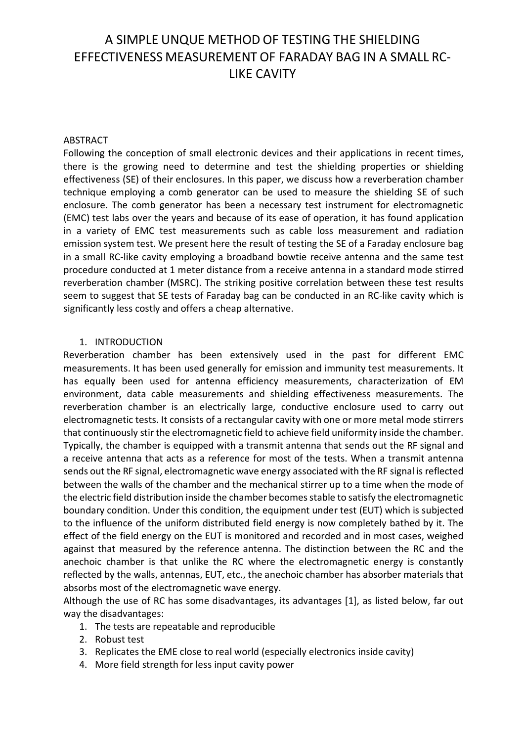# A SIMPLE UNQUE METHOD OF TESTING THE SHIELDING EFFECTIVENESS MEASUREMENT OF FARADAY BAG IN A SMALL RC-LIKE CAVITY

## ABSTRACT

Following the conception of small electronic devices and their applications in recent times, there is the growing need to determine and test the shielding properties or shielding effectiveness (SE) of their enclosures. In this paper, we discuss how a reverberation chamber technique employing a comb generator can be used to measure the shielding SE of such enclosure. The comb generator has been a necessary test instrument for electromagnetic (EMC) test labs over the years and because of its ease of operation, it has found application in a variety of EMC test measurements such as cable loss measurement and radiation emission system test. We present here the result of testing the SE of a Faraday enclosure bag in a small RC-like cavity employing a broadband bowtie receive antenna and the same test procedure conducted at 1 meter distance from a receive antenna in a standard mode stirred reverberation chamber (MSRC). The striking positive correlation between these test results seem to suggest that SE tests of Faraday bag can be conducted in an RC-like cavity which is significantly less costly and offers a cheap alternative.

## 1. INTRODUCTION

Reverberation chamber has been extensively used in the past for different EMC measurements. It has been used generally for emission and immunity test measurements. It has equally been used for antenna efficiency measurements, characterization of EM environment, data cable measurements and shielding effectiveness measurements. The reverberation chamber is an electrically large, conductive enclosure used to carry out electromagnetic tests. It consists of a rectangular cavity with one or more metal mode stirrers that continuously stir the electromagnetic field to achieve field uniformity inside the chamber. Typically, the chamber is equipped with a transmit antenna that sends out the RF signal and a receive antenna that acts as a reference for most of the tests. When a transmit antenna sends out the RF signal, electromagnetic wave energy associated with the RF signal is reflected between the walls of the chamber and the mechanical stirrer up to a time when the mode of the electric field distribution inside the chamber becomes stable to satisfy the electromagnetic boundary condition. Under this condition, the equipment under test (EUT) which is subjected to the influence of the uniform distributed field energy is now completely bathed by it. The effect of the field energy on the EUT is monitored and recorded and in most cases, weighed against that measured by the reference antenna. The distinction between the RC and the anechoic chamber is that unlike the RC where the electromagnetic energy is constantly reflected by the walls, antennas, EUT, etc., the anechoic chamber has absorber materials that absorbs most of the electromagnetic wave energy.

Although the use of RC has some disadvantages, its advantages [1], as listed below, far out way the disadvantages:

1. The tests are repeatable and reproducible
2. Robust test
3. Replicates the EME close to real world (especially electronics inside cavity)
4. More field strength for less input cavity power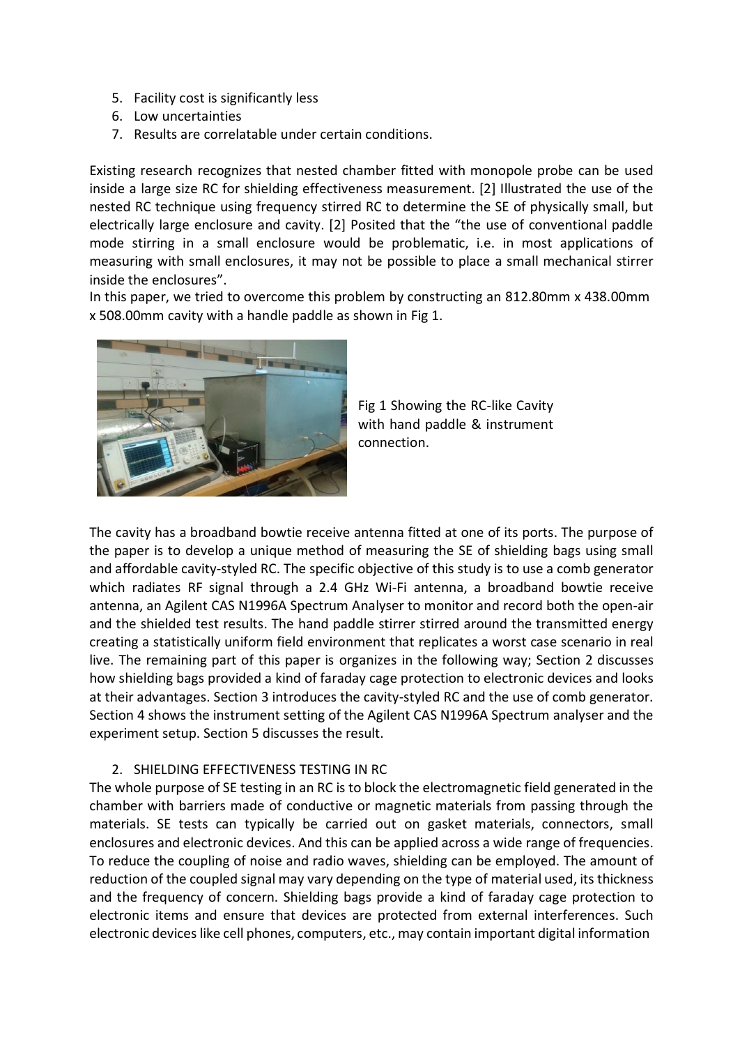5. Facility cost is significantly less
6. Low uncertainties
7. Results are correlatable under certain conditions.

Existing research recognizes that nested chamber fitted with monopole probe can be used inside a large size RC for shielding effectiveness measurement. [2] Illustrated the use of the nested RC technique using frequency stirred RC to determine the SE of physically small, but electrically large enclosure and cavity. [2] Posited that the "the use of conventional paddle mode stirring in a small enclosure would be problematic, i.e. in most applications of measuring with small enclosures, it may not be possible to place a small mechanical stirrer inside the enclosures".

In this paper, we tried to overcome this problem by constructing an 812.80mm x 438.00mm x 508.00mm cavity with a handle paddle as shown in Fig 1.

Fig 1 Showing the RC-like Cavity with hand paddle & instrument connection.

The cavity has a broadband bowtie receive antenna fitted at one of its ports. The purpose of the paper is to develop a unique method of measuring the SE of shielding bags using small and affordable cavity-styled RC. The specific objective of this study is to use a comb generator which radiates RF signal through a 2.4 GHz Wi-Fi antenna, a broadband bowtie receive antenna, an Agilent CAS N1996A Spectrum Analyser to monitor and record both the open-air and the shielded test results. The hand paddle stirrer stirred around the transmitted energy creating a statistically uniform field environment that replicates a worst case scenario in real live. The remaining part of this paper is organizes in the following way; Section 2 discusses how shielding bags provided a kind of faraday cage protection to electronic devices and looks at their advantages. Section 3 introduces the cavity-styled RC and the use of comb generator. Section 4 shows the instrument setting of the Agilent CAS N1996A Spectrum analyser and the experiment setup. Section 5 discusses the result.

## 2. SHIELDING EFFECTIVENESS TESTING IN RC

The whole purpose of SE testing in an RC is to block the electromagnetic field generated in the chamber with barriers made of conductive or magnetic materials from passing through the materials. SE tests can typically be carried out on gasket materials, connectors, small enclosures and electronic devices. And this can be applied across a wide range of frequencies. To reduce the coupling of noise and radio waves, shielding can be employed. The amount of reduction of the coupled signal may vary depending on the type of material used, its thickness and the frequency of concern. Shielding bags provide a kind of faraday cage protection to electronic items and ensure that devices are protected from external interferences. Such electronic devices like cell phones, computers, etc., may contain important digital information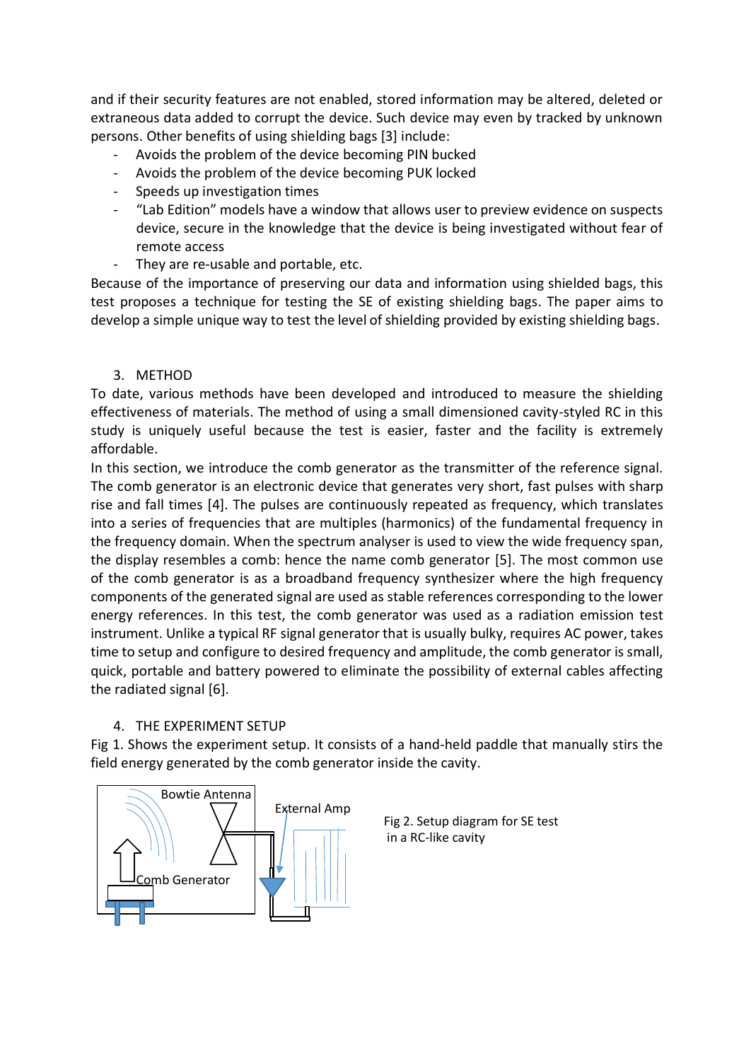and if their security features are not enabled, stored information may be altered, deleted or extraneous data added to corrupt the device. Such device may even by tracked by unknown persons. Other benefits of using shielding bags [3] include:

- Avoids the problem of the device becoming PIN bucked
- Avoids the problem of the device becoming PUK locked
- Speeds up investigation times
- "Lab Edition" models have a window that allows user to preview evidence on suspects device, secure in the knowledge that the device is being investigated without fear of remote access
- They are re-usable and portable, etc.

Because of the importance of preserving our data and information using shielded bags, this test proposes a technique for testing the SE of existing shielding bags. The paper aims to develop a simple unique way to test the level of shielding provided by existing shielding bags.

## 3. METHOD

To date, various methods have been developed and introduced to measure the shielding effectiveness of materials. The method of using a small dimensioned cavity-styled RC in this study is uniquely useful because the test is easier, faster and the facility is extremely affordable.

In this section, we introduce the comb generator as the transmitter of the reference signal. The comb generator is an electronic device that generates very short, fast pulses with sharp rise and fall times [4]. The pulses are continuously repeated as frequency, which translates into a series of frequencies that are multiples (harmonics) of the fundamental frequency in the frequency domain. When the spectrum analyser is used to view the wide frequency span, the display resembles a comb: hence the name comb generator [5]. The most common use of the comb generator is as a broadband frequency synthesizer where the high frequency components of the generated signal are used as stable references corresponding to the lower energy references. In this test, the comb generator was used as a radiation emission test instrument. Unlike a typical RF signal generator that is usually bulky, requires AC power, takes time to setup and configure to desired frequency and amplitude, the comb generator is small, quick, portable and battery powered to eliminate the possibility of external cables affecting the radiated signal [6].

## 4. THE EXPERIMENT SETUP

Fig 1. Shows the experiment setup. It consists of a hand-held paddle that manually stirs the field energy generated by the comb generator inside the cavity.

Bowtie Antenna

External Amp

Comb Generator

Fig 2. Setup diagram for SE test in a RC-like cavity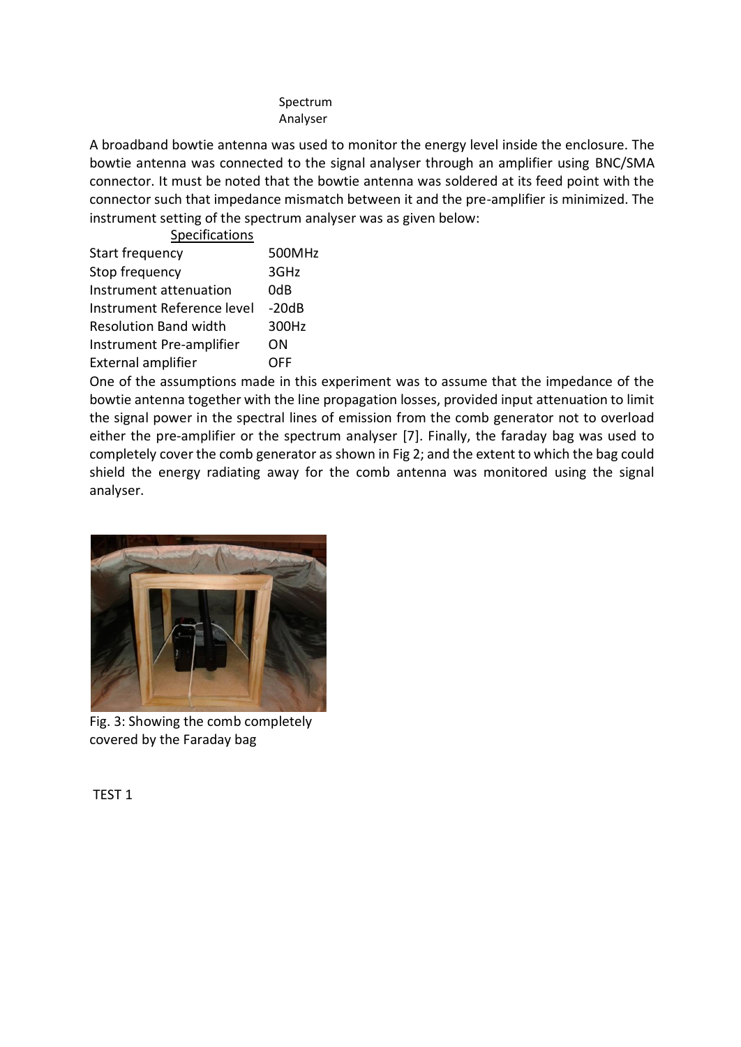Spectrum
Analyser

A broadband bowtie antenna was used to monitor the energy level inside the enclosure. The bowtie antenna was connected to the signal analyser through an amplifier using BNC/SMA connector. It must be noted that the bowtie antenna was soldered at its feed point with the connector such that impedance mismatch between it and the pre-amplifier is minimized. The instrument setting of the spectrum analyser was as given below:

| Specifications | |
|---|---|
| Start frequency | 500MHz |
| Stop frequency | 3GHz |
| Instrument attenuation | 0dB |
| Instrument Reference level | -20dB |
| Resolution Band width | 300Hz |
| Instrument Pre-amplifier | ON |
| External amplifier | OFF |

One of the assumptions made in this experiment was to assume that the impedance of the bowtie antenna together with the line propagation losses, provided input attenuation to limit the signal power in the spectral lines of emission from the comb generator not to overload either the pre-amplifier or the spectrum analyser [7]. Finally, the faraday bag was used to completely cover the comb generator as shown in Fig 2; and the extent to which the bag could shield the energy radiating away for the comb antenna was monitored using the signal analyser.

Fig. 3: Showing the comb completely covered by the Faraday bag

TEST 1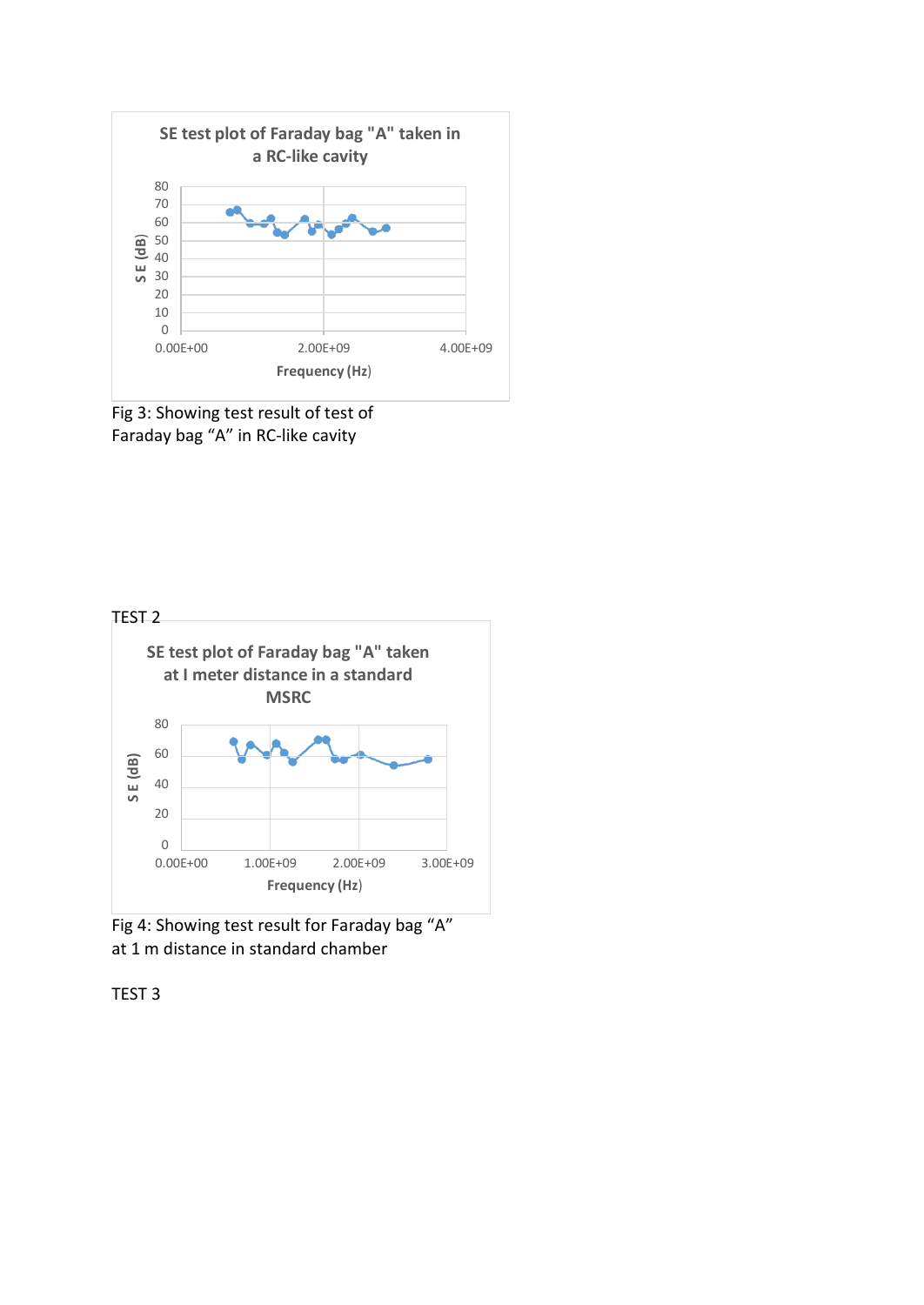Fig 3: Showing test result of test of Faraday bag “A” in RC-like cavity

TEST 2

Fig 4: Showing test result for Faraday bag “A” at 1 m distance in standard chamber

TEST 3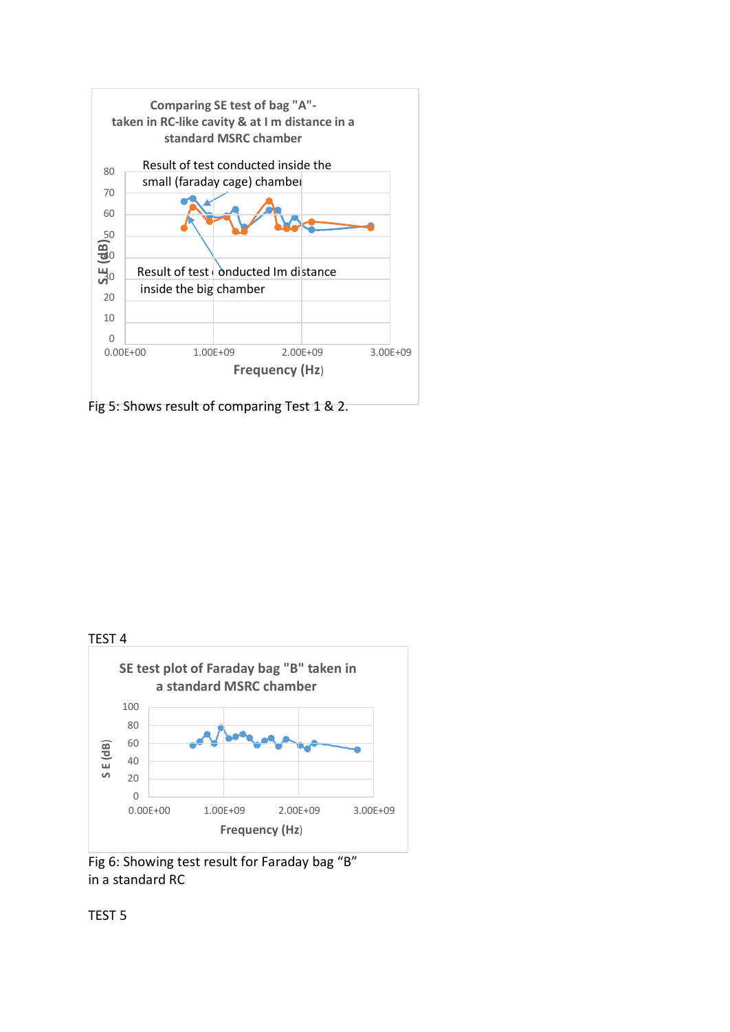Fig 5: Shows result of comparing Test 1 & 2.

TEST 4

Fig 6: Showing test result for Faraday bag "B" in a standard RC

TEST 5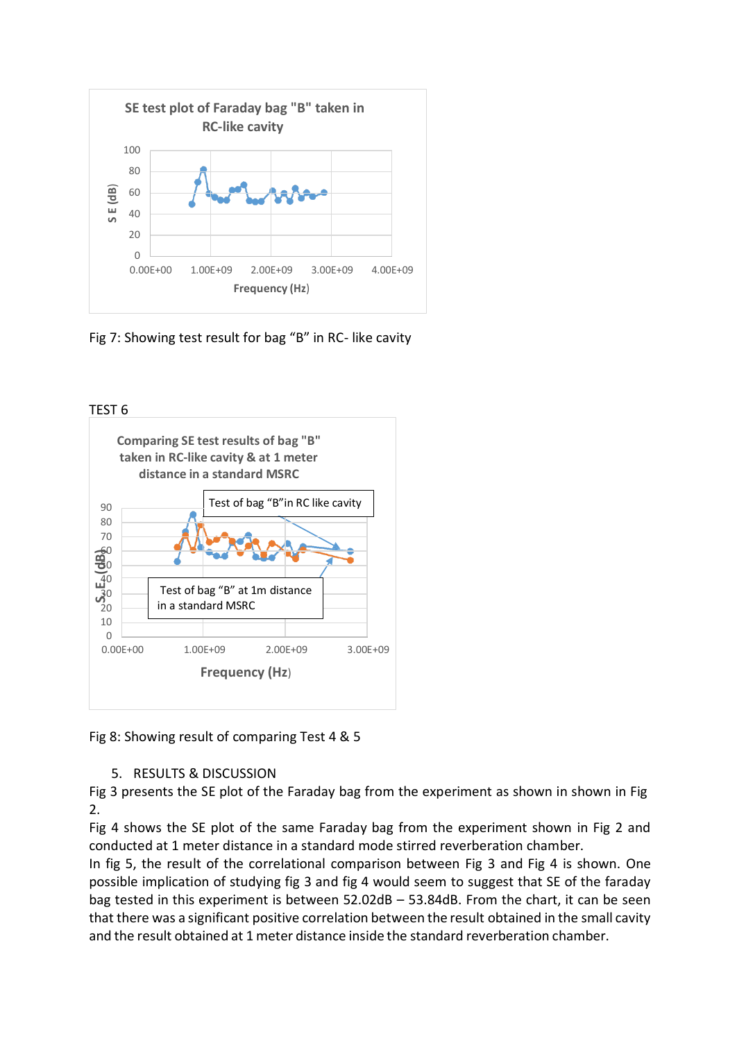Fig 7: Showing test result for bag “B” in RC- like cavity

TEST 6

Fig 8: Showing result of comparing Test 4 & 5

5. RESULTS & DISCUSSION

Fig 3 presents the SE plot of the Faraday bag from the experiment as shown in shown in Fig 2.

Fig 4 shows the SE plot of the same Faraday bag from the experiment shown in Fig 2 and conducted at 1 meter distance in a standard mode stirred reverberation chamber.

In fig 5, the result of the correlational comparison between Fig 3 and Fig 4 is shown. One possible implication of studying fig 3 and fig 4 would seem to suggest that SE of the faraday bag tested in this experiment is between 52.02dB – 53.84dB. From the chart, it can be seen that there was a significant positive correlation between the result obtained in the small cavity and the result obtained at 1 meter distance inside the standard reverberation chamber.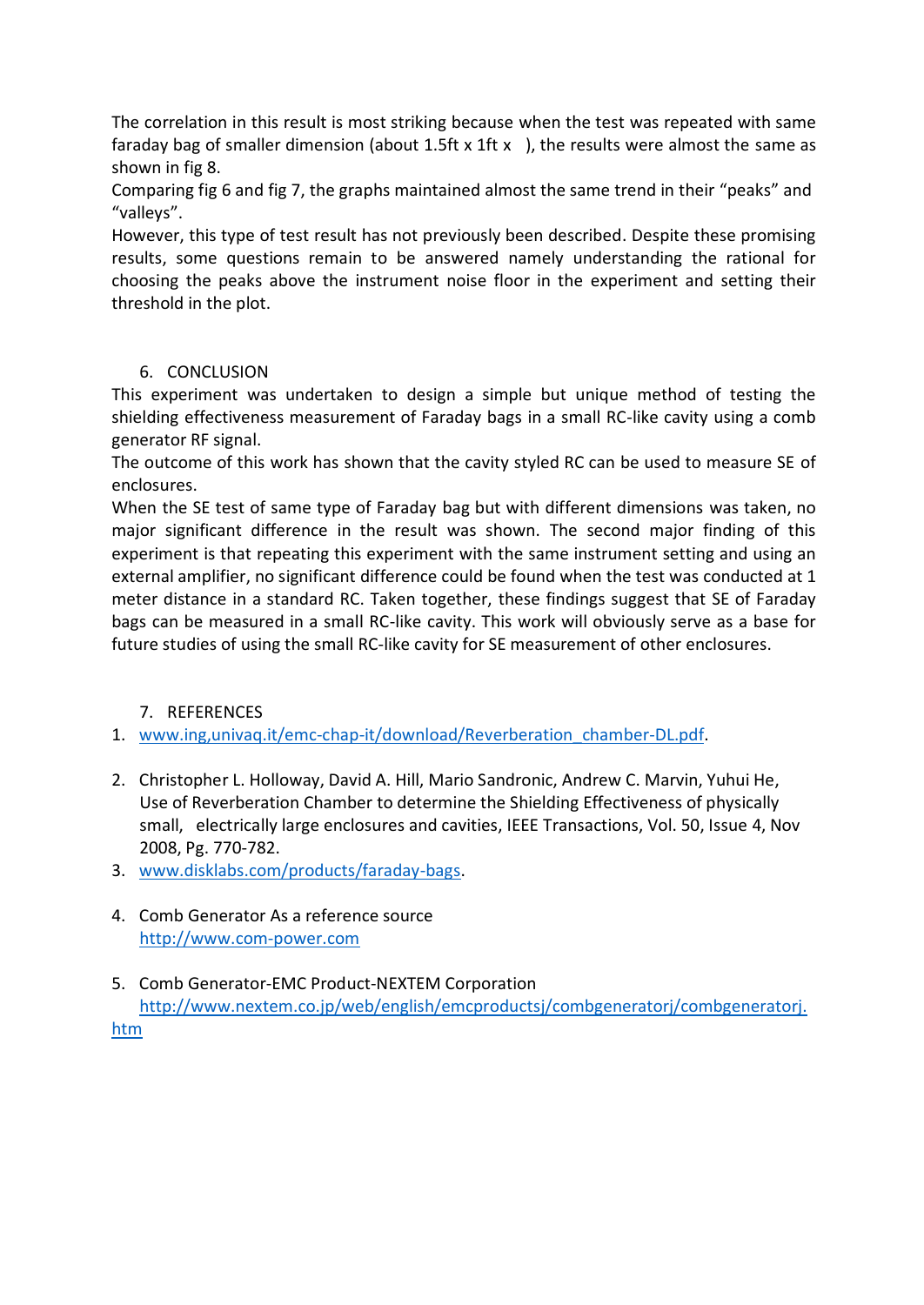The correlation in this result is most striking because when the test was repeated with same faraday bag of smaller dimension (about 1.5ft x 1ft x ), the results were almost the same as shown in fig 8.

Comparing fig 6 and fig 7, the graphs maintained almost the same trend in their "peaks" and "valleys".

However, this type of test result has not previously been described. Despite these promising results, some questions remain to be answered namely understanding the rational for choosing the peaks above the instrument noise floor in the experiment and setting their threshold in the plot.

## 6. CONCLUSION

This experiment was undertaken to design a simple but unique method of testing the shielding effectiveness measurement of Faraday bags in a small RC-like cavity using a comb generator RF signal.

The outcome of this work has shown that the cavity styled RC can be used to measure SE of enclosures.

When the SE test of same type of Faraday bag but with different dimensions was taken, no major significant difference in the result was shown. The second major finding of this experiment is that repeating this experiment with the same instrument setting and using an external amplifier, no significant difference could be found when the test was conducted at 1 meter distance in a standard RC. Taken together, these findings suggest that SE of Faraday bags can be measured in a small RC-like cavity. This work will obviously serve as a base for future studies of using the small RC-like cavity for SE measurement of other enclosures.

## 7. REFERENCES

1. www.ing,univaq.it/emc-chap-it/download/Reverberation_chamber-DL.pdf.
2. Christopher L. Holloway, David A. Hill, Mario Sandronic, Andrew C. Marvin, Yuhui He, Use of Reverberation Chamber to determine the Shielding Effectiveness of physically small, electrically large enclosures and cavities, IEEE Transactions, Vol. 50, Issue 4, Nov 2008, Pg. 770-782.
3. www.disklabs.com/products/faraday-bags.
4. Comb Generator As a reference source http://www.com-power.com
5. Comb Generator-EMC Product-NEXTEM Corporation http://www.nextem.co.jp/web/english/emcproductsj/combgeneratorj/combgeneratorj.htm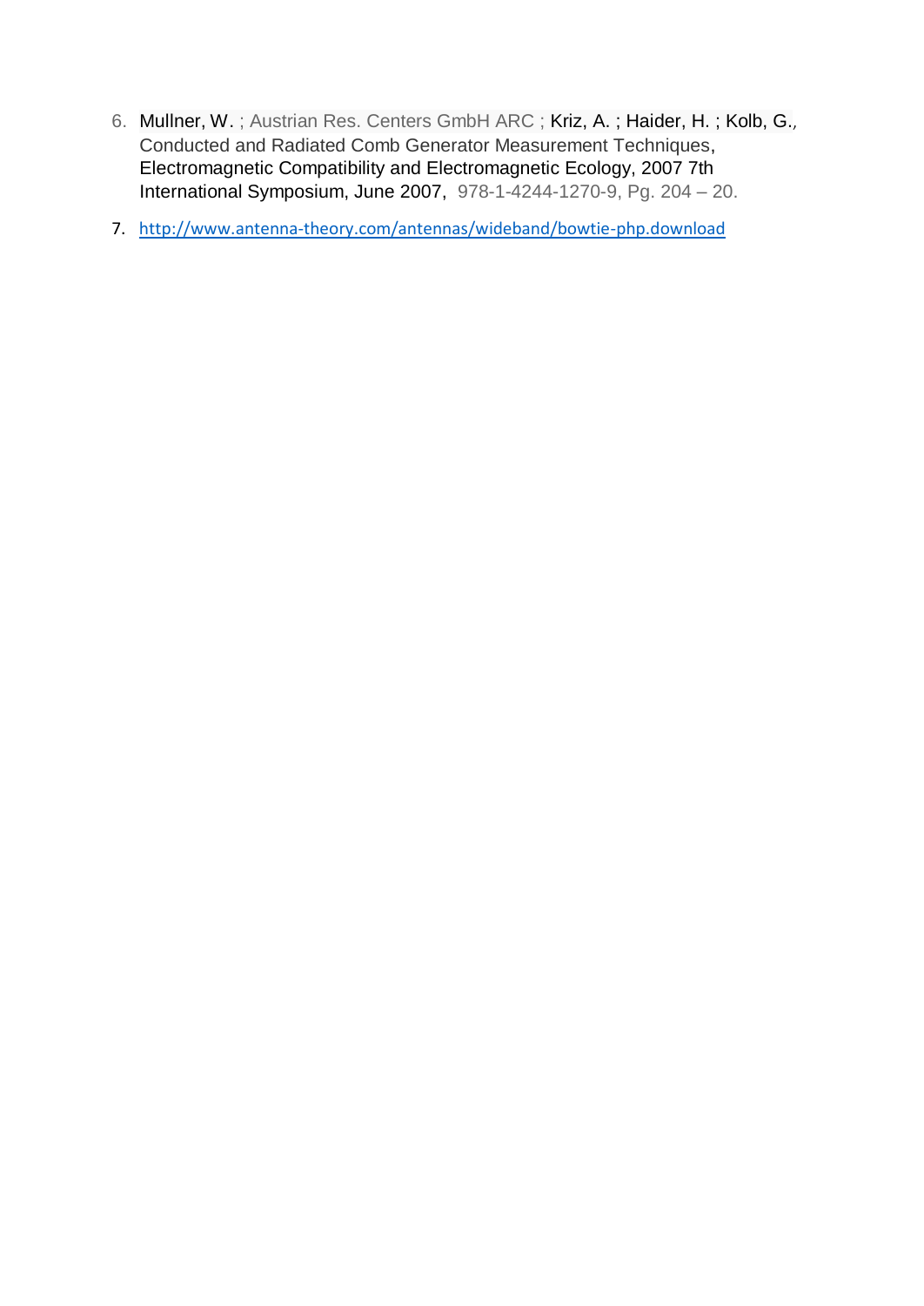6. Mullner, W. ; Austrian Res. Centers GmbH ARC ; Kriz, A. ; Haider, H. ; Kolb, G., Conducted and Radiated Comb Generator Measurement Techniques, Electromagnetic Compatibility and Electromagnetic Ecology, 2007 7th International Symposium, June 2007, 978-1-4244-1270-9, Pg. 204 – 20.
7. http://www.antenna-theory.com/antennas/wideband/bowtie-php.download